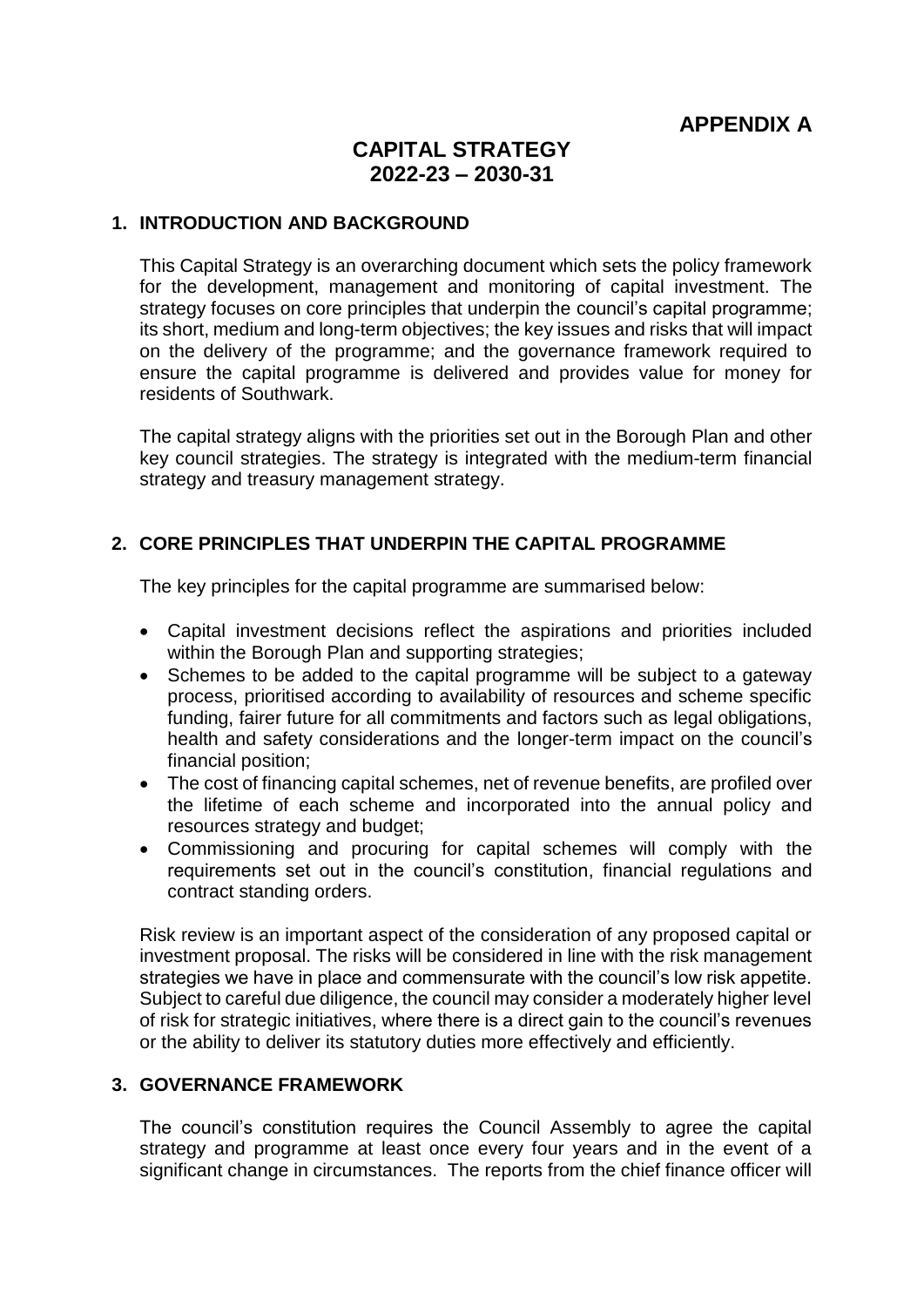**APPENDIX A**

# CAPITAL STRATEGY
# 2022-23 – 2030-31

## 1. INTRODUCTION AND BACKGROUND

This Capital Strategy is an overarching document which sets the policy framework for the development, management and monitoring of capital investment. The strategy focuses on core principles that underpin the council's capital programme; its short, medium and long-term objectives; the key issues and risks that will impact on the delivery of the programme; and the governance framework required to ensure the capital programme is delivered and provides value for money for residents of Southwark.

The capital strategy aligns with the priorities set out in the Borough Plan and other key council strategies. The strategy is integrated with the medium-term financial strategy and treasury management strategy.

## 2. CORE PRINCIPLES THAT UNDERPIN THE CAPITAL PROGRAMME

The key principles for the capital programme are summarised below:

- Capital investment decisions reflect the aspirations and priorities included within the Borough Plan and supporting strategies;
- Schemes to be added to the capital programme will be subject to a gateway process, prioritised according to availability of resources and scheme specific funding, fairer future for all commitments and factors such as legal obligations, health and safety considerations and the longer-term impact on the council's financial position;
- The cost of financing capital schemes, net of revenue benefits, are profiled over the lifetime of each scheme and incorporated into the annual policy and resources strategy and budget;
- Commissioning and procuring for capital schemes will comply with the requirements set out in the council's constitution, financial regulations and contract standing orders.

Risk review is an important aspect of the consideration of any proposed capital or investment proposal. The risks will be considered in line with the risk management strategies we have in place and commensurate with the council's low risk appetite. Subject to careful due diligence, the council may consider a moderately higher level of risk for strategic initiatives, where there is a direct gain to the council's revenues or the ability to deliver its statutory duties more effectively and efficiently.

## 3. GOVERNANCE FRAMEWORK

The council's constitution requires the Council Assembly to agree the capital strategy and programme at least once every four years and in the event of a significant change in circumstances. The reports from the chief finance officer will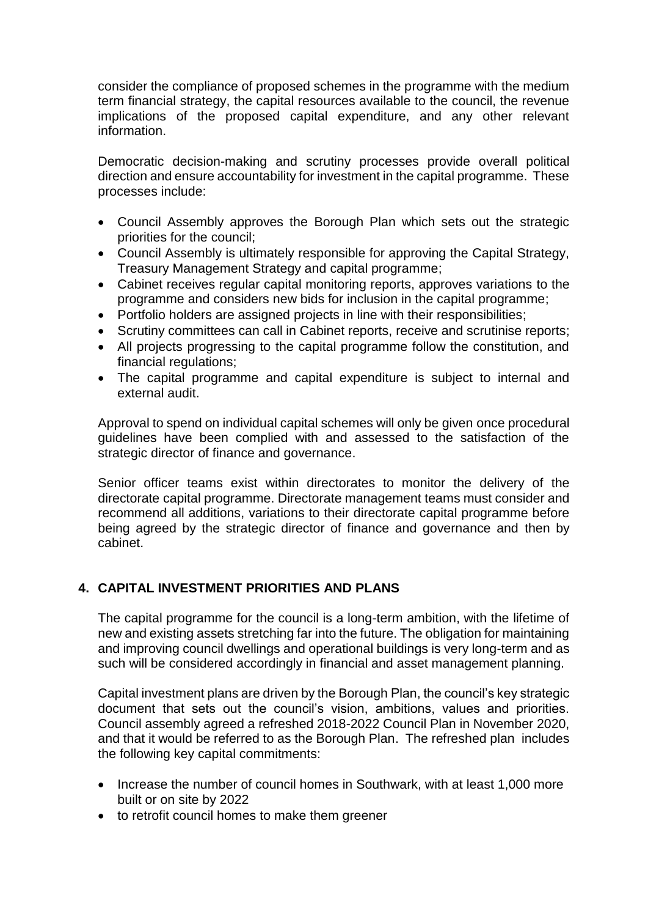consider the compliance of proposed schemes in the programme with the medium term financial strategy, the capital resources available to the council, the revenue implications of the proposed capital expenditure, and any other relevant information.

Democratic decision-making and scrutiny processes provide overall political direction and ensure accountability for investment in the capital programme. These processes include:

- Council Assembly approves the Borough Plan which sets out the strategic priorities for the council;
- Council Assembly is ultimately responsible for approving the Capital Strategy, Treasury Management Strategy and capital programme;
- Cabinet receives regular capital monitoring reports, approves variations to the programme and considers new bids for inclusion in the capital programme;
- Portfolio holders are assigned projects in line with their responsibilities;
- Scrutiny committees can call in Cabinet reports, receive and scrutinise reports;
- All projects progressing to the capital programme follow the constitution, and financial regulations;
- The capital programme and capital expenditure is subject to internal and external audit.

Approval to spend on individual capital schemes will only be given once procedural guidelines have been complied with and assessed to the satisfaction of the strategic director of finance and governance.

Senior officer teams exist within directorates to monitor the delivery of the directorate capital programme. Directorate management teams must consider and recommend all additions, variations to their directorate capital programme before being agreed by the strategic director of finance and governance and then by cabinet.

## 4. CAPITAL INVESTMENT PRIORITIES AND PLANS

The capital programme for the council is a long-term ambition, with the lifetime of new and existing assets stretching far into the future. The obligation for maintaining and improving council dwellings and operational buildings is very long-term and as such will be considered accordingly in financial and asset management planning.

Capital investment plans are driven by the Borough Plan, the council's key strategic document that sets out the council's vision, ambitions, values and priorities. Council assembly agreed a refreshed 2018-2022 Council Plan in November 2020, and that it would be referred to as the Borough Plan. The refreshed plan includes the following key capital commitments:

- Increase the number of council homes in Southwark, with at least 1,000 more built or on site by 2022
- to retrofit council homes to make them greener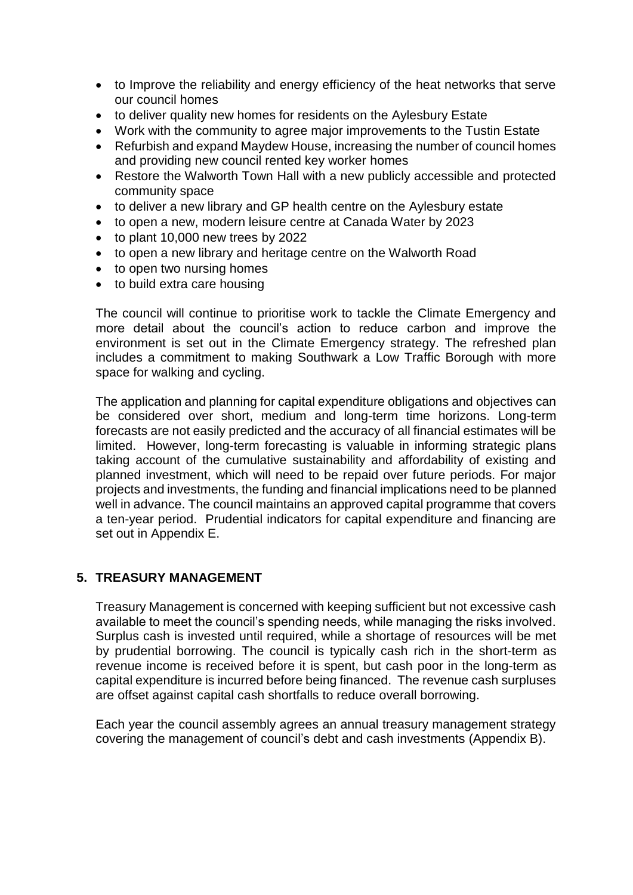- to Improve the reliability and energy efficiency of the heat networks that serve our council homes
- to deliver quality new homes for residents on the Aylesbury Estate
- Work with the community to agree major improvements to the Tustin Estate
- Refurbish and expand Maydew House, increasing the number of council homes and providing new council rented key worker homes
- Restore the Walworth Town Hall with a new publicly accessible and protected community space
- to deliver a new library and GP health centre on the Aylesbury estate
- to open a new, modern leisure centre at Canada Water by 2023
- to plant 10,000 new trees by 2022
- to open a new library and heritage centre on the Walworth Road
- to open two nursing homes
- to build extra care housing

The council will continue to prioritise work to tackle the Climate Emergency and more detail about the council's action to reduce carbon and improve the environment is set out in the Climate Emergency strategy. The refreshed plan includes a commitment to making Southwark a Low Traffic Borough with more space for walking and cycling.

The application and planning for capital expenditure obligations and objectives can be considered over short, medium and long-term time horizons. Long-term forecasts are not easily predicted and the accuracy of all financial estimates will be limited. However, long-term forecasting is valuable in informing strategic plans taking account of the cumulative sustainability and affordability of existing and planned investment, which will need to be repaid over future periods. For major projects and investments, the funding and financial implications need to be planned well in advance. The council maintains an approved capital programme that covers a ten-year period. Prudential indicators for capital expenditure and financing are set out in Appendix E.

## 5. TREASURY MANAGEMENT

Treasury Management is concerned with keeping sufficient but not excessive cash available to meet the council's spending needs, while managing the risks involved. Surplus cash is invested until required, while a shortage of resources will be met by prudential borrowing. The council is typically cash rich in the short-term as revenue income is received before it is spent, but cash poor in the long-term as capital expenditure is incurred before being financed. The revenue cash surpluses are offset against capital cash shortfalls to reduce overall borrowing.

Each year the council assembly agrees an annual treasury management strategy covering the management of council's debt and cash investments (Appendix B).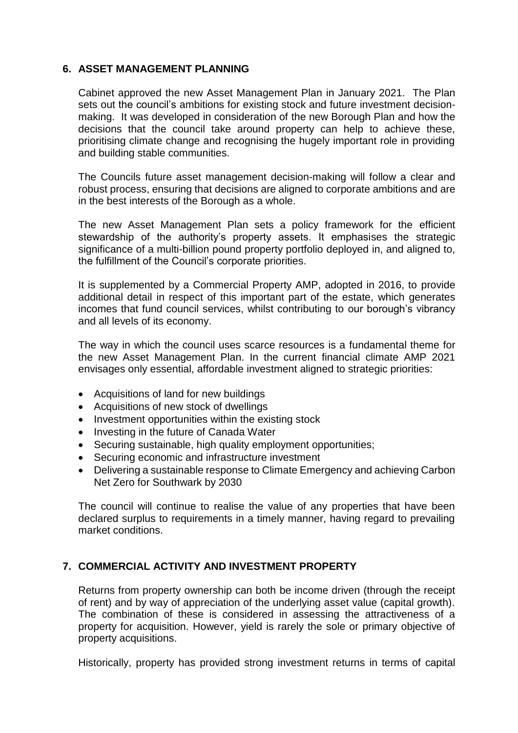## 6. ASSET MANAGEMENT PLANNING

Cabinet approved the new Asset Management Plan in January 2021. The Plan sets out the council's ambitions for existing stock and future investment decision-making. It was developed in consideration of the new Borough Plan and how the decisions that the council take around property can help to achieve these, prioritising climate change and recognising the hugely important role in providing and building stable communities.

The Councils future asset management decision-making will follow a clear and robust process, ensuring that decisions are aligned to corporate ambitions and are in the best interests of the Borough as a whole.

The new Asset Management Plan sets a policy framework for the efficient stewardship of the authority's property assets. It emphasises the strategic significance of a multi-billion pound property portfolio deployed in, and aligned to, the fulfillment of the Council's corporate priorities.

It is supplemented by a Commercial Property AMP, adopted in 2016, to provide additional detail in respect of this important part of the estate, which generates incomes that fund council services, whilst contributing to our borough's vibrancy and all levels of its economy.

The way in which the council uses scarce resources is a fundamental theme for the new Asset Management Plan. In the current financial climate AMP 2021 envisages only essential, affordable investment aligned to strategic priorities:

- Acquisitions of land for new buildings
- Acquisitions of new stock of dwellings
- Investment opportunities within the existing stock
- Investing in the future of Canada Water
- Securing sustainable, high quality employment opportunities;
- Securing economic and infrastructure investment
- Delivering a sustainable response to Climate Emergency and achieving Carbon Net Zero for Southwark by 2030

The council will continue to realise the value of any properties that have been declared surplus to requirements in a timely manner, having regard to prevailing market conditions.

## 7. COMMERCIAL ACTIVITY AND INVESTMENT PROPERTY

Returns from property ownership can both be income driven (through the receipt of rent) and by way of appreciation of the underlying asset value (capital growth). The combination of these is considered in assessing the attractiveness of a property for acquisition. However, yield is rarely the sole or primary objective of property acquisitions.

Historically, property has provided strong investment returns in terms of capital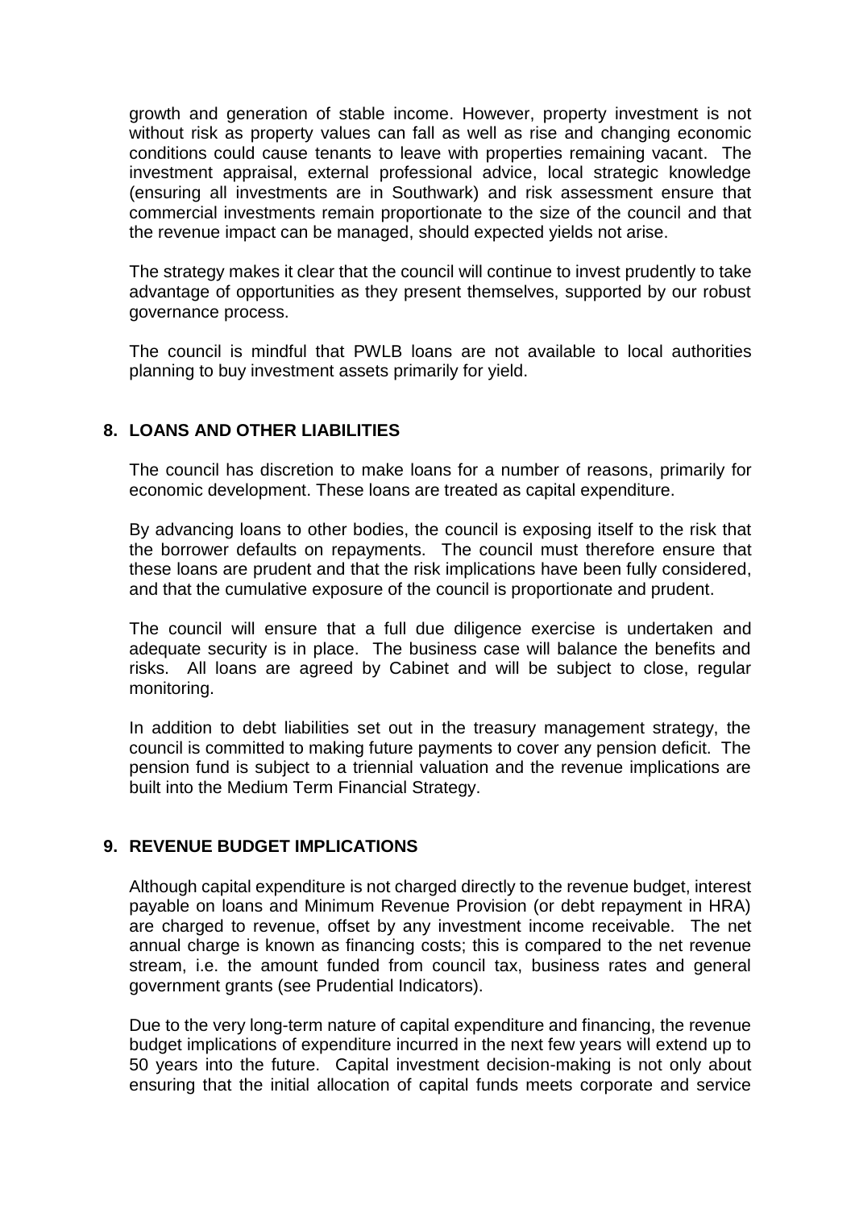growth and generation of stable income. However, property investment is not without risk as property values can fall as well as rise and changing economic conditions could cause tenants to leave with properties remaining vacant. The investment appraisal, external professional advice, local strategic knowledge (ensuring all investments are in Southwark) and risk assessment ensure that commercial investments remain proportionate to the size of the council and that the revenue impact can be managed, should expected yields not arise.

The strategy makes it clear that the council will continue to invest prudently to take advantage of opportunities as they present themselves, supported by our robust governance process.

The council is mindful that PWLB loans are not available to local authorities planning to buy investment assets primarily for yield.

## 8. LOANS AND OTHER LIABILITIES

The council has discretion to make loans for a number of reasons, primarily for economic development. These loans are treated as capital expenditure.

By advancing loans to other bodies, the council is exposing itself to the risk that the borrower defaults on repayments. The council must therefore ensure that these loans are prudent and that the risk implications have been fully considered, and that the cumulative exposure of the council is proportionate and prudent.

The council will ensure that a full due diligence exercise is undertaken and adequate security is in place. The business case will balance the benefits and risks. All loans are agreed by Cabinet and will be subject to close, regular monitoring.

In addition to debt liabilities set out in the treasury management strategy, the council is committed to making future payments to cover any pension deficit. The pension fund is subject to a triennial valuation and the revenue implications are built into the Medium Term Financial Strategy.

## 9. REVENUE BUDGET IMPLICATIONS

Although capital expenditure is not charged directly to the revenue budget, interest payable on loans and Minimum Revenue Provision (or debt repayment in HRA) are charged to revenue, offset by any investment income receivable. The net annual charge is known as financing costs; this is compared to the net revenue stream, i.e. the amount funded from council tax, business rates and general government grants (see Prudential Indicators).

Due to the very long-term nature of capital expenditure and financing, the revenue budget implications of expenditure incurred in the next few years will extend up to 50 years into the future. Capital investment decision-making is not only about ensuring that the initial allocation of capital funds meets corporate and service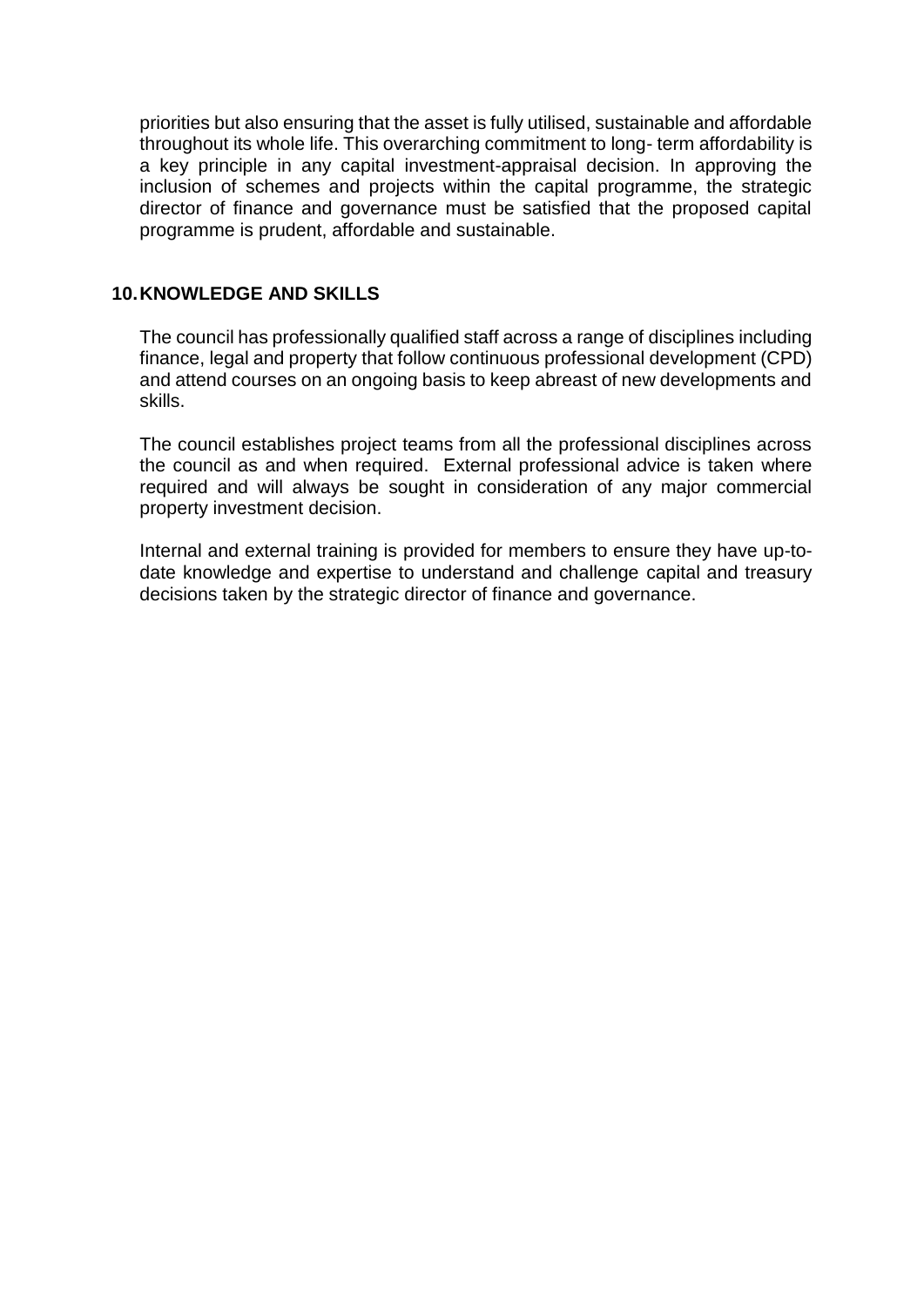priorities but also ensuring that the asset is fully utilised, sustainable and affordable throughout its whole life. This overarching commitment to long- term affordability is a key principle in any capital investment-appraisal decision. In approving the inclusion of schemes and projects within the capital programme, the strategic director of finance and governance must be satisfied that the proposed capital programme is prudent, affordable and sustainable.

## 10. KNOWLEDGE AND SKILLS

The council has professionally qualified staff across a range of disciplines including finance, legal and property that follow continuous professional development (CPD) and attend courses on an ongoing basis to keep abreast of new developments and skills.

The council establishes project teams from all the professional disciplines across the council as and when required. External professional advice is taken where required and will always be sought in consideration of any major commercial property investment decision.

Internal and external training is provided for members to ensure they have up-to-date knowledge and expertise to understand and challenge capital and treasury decisions taken by the strategic director of finance and governance.